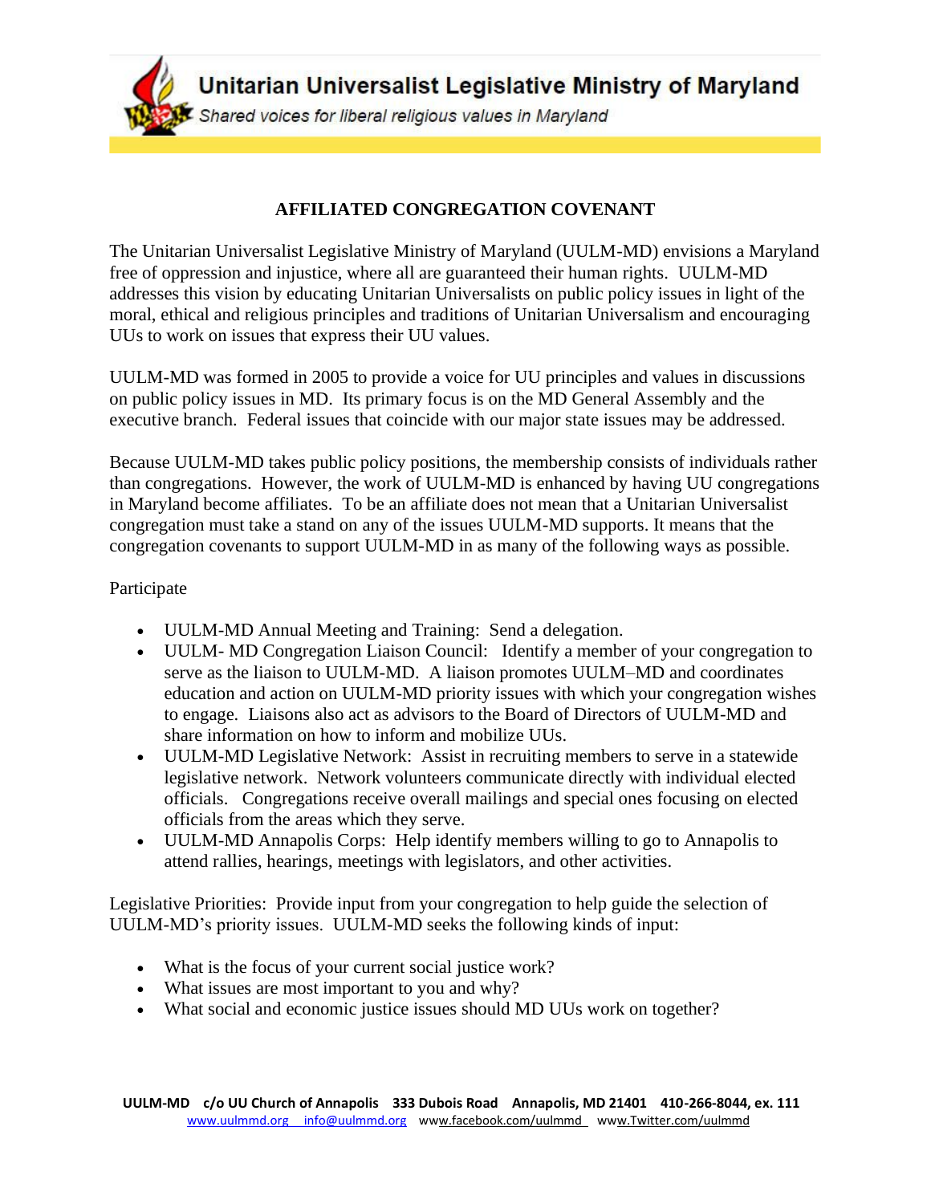# Unitarian Universalist Legislative Ministry of Maryland

*Shared voices for liberal religious values in Maryland*

## AFFILIATED CONGREGATION COVENANT

The Unitarian Universalist Legislative Ministry of Maryland (UULM-MD) envisions a Maryland free of oppression and injustice, where all are guaranteed their human rights. UULM-MD addresses this vision by educating Unitarian Universalists on public policy issues in light of the moral, ethical and religious principles and traditions of Unitarian Universalism and encouraging UUs to work on issues that express their UU values.

UULM-MD was formed in 2005 to provide a voice for UU principles and values in discussions on public policy issues in MD. Its primary focus is on the MD General Assembly and the executive branch. Federal issues that coincide with our major state issues may be addressed.

Because UULM-MD takes public policy positions, the membership consists of individuals rather than congregations. However, the work of UULM-MD is enhanced by having UU congregations in Maryland become affiliates. To be an affiliate does not mean that a Unitarian Universalist congregation must take a stand on any of the issues UULM-MD supports. It means that the congregation covenants to support UULM-MD in as many of the following ways as possible.

Participate

- UULM-MD Annual Meeting and Training: Send a delegation.
- UULM- MD Congregation Liaison Council: Identify a member of your congregation to serve as the liaison to UULM-MD. A liaison promotes UULM–MD and coordinates education and action on UULM-MD priority issues with which your congregation wishes to engage. Liaisons also act as advisors to the Board of Directors of UULM-MD and share information on how to inform and mobilize UUs.
- UULM-MD Legislative Network: Assist in recruiting members to serve in a statewide legislative network. Network volunteers communicate directly with individual elected officials. Congregations receive overall mailings and special ones focusing on elected officials from the areas which they serve.
- UULM-MD Annapolis Corps: Help identify members willing to go to Annapolis to attend rallies, hearings, meetings with legislators, and other activities.

Legislative Priorities: Provide input from your congregation to help guide the selection of UULM-MD's priority issues. UULM-MD seeks the following kinds of input:

- What is the focus of your current social justice work?
- What issues are most important to you and why?
- What social and economic justice issues should MD UUs work on together?

**UULM-MD c/o UU Church of Annapolis 333 Dubois Road Annapolis, MD 21401 410-266-8044, ex. 111**
www.uulmmd.org info@uulmmd.org www.facebook.com/uulmmd www.Twitter.com/uulmmd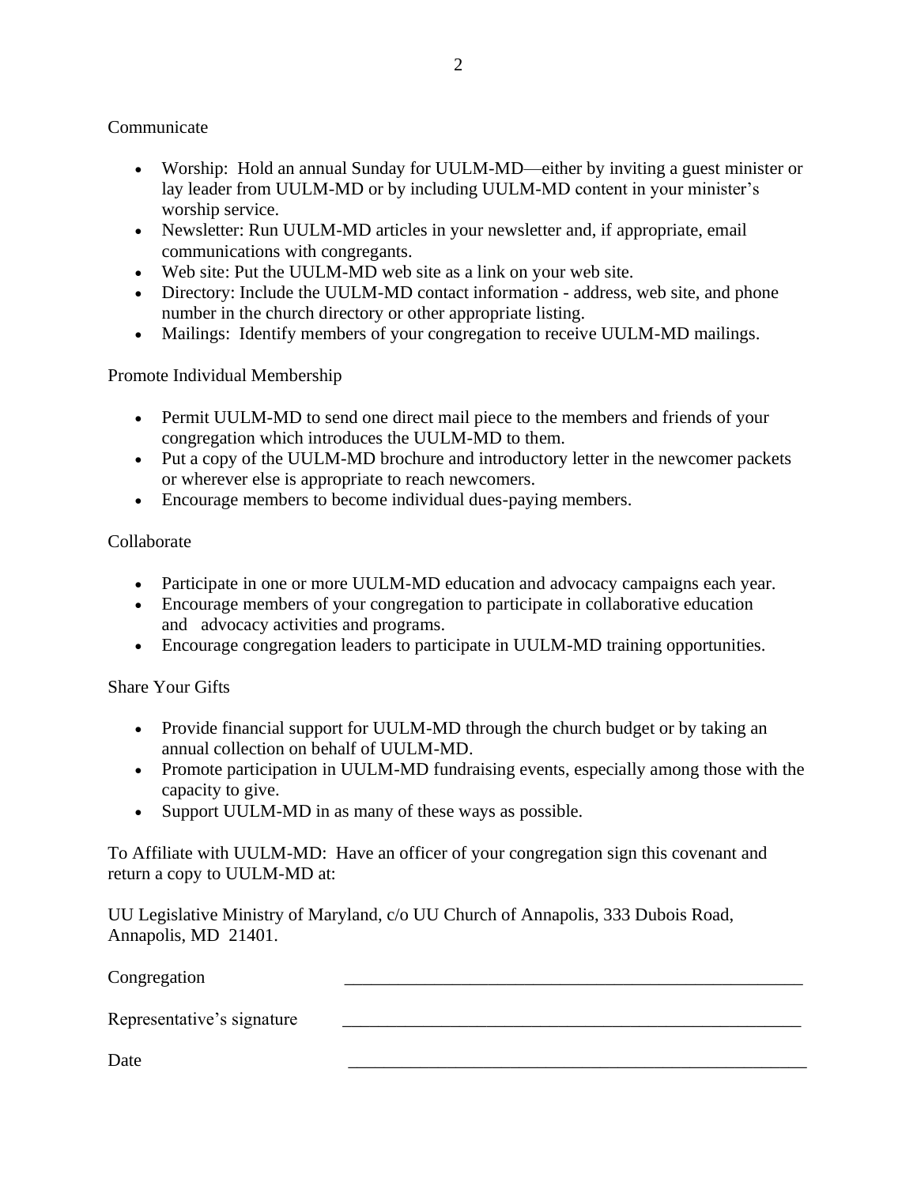Communicate

- Worship: Hold an annual Sunday for UULM-MD—either by inviting a guest minister or lay leader from UULM-MD or by including UULM-MD content in your minister's worship service.
- Newsletter: Run UULM-MD articles in your newsletter and, if appropriate, email communications with congregants.
- Web site: Put the UULM-MD web site as a link on your web site.
- Directory: Include the UULM-MD contact information - address, web site, and phone number in the church directory or other appropriate listing.
- Mailings: Identify members of your congregation to receive UULM-MD mailings.

Promote Individual Membership

- Permit UULM-MD to send one direct mail piece to the members and friends of your congregation which introduces the UULM-MD to them.
- Put a copy of the UULM-MD brochure and introductory letter in the newcomer packets or wherever else is appropriate to reach newcomers.
- Encourage members to become individual dues-paying members.

Collaborate

- Participate in one or more UULM-MD education and advocacy campaigns each year.
- Encourage members of your congregation to participate in collaborative education and advocacy activities and programs.
- Encourage congregation leaders to participate in UULM-MD training opportunities.

Share Your Gifts

- Provide financial support for UULM-MD through the church budget or by taking an annual collection on behalf of UULM-MD.
- Promote participation in UULM-MD fundraising events, especially among those with the capacity to give.
- Support UULM-MD in as many of these ways as possible.

To Affiliate with UULM-MD: Have an officer of your congregation sign this covenant and return a copy to UULM-MD at:

UU Legislative Ministry of Maryland, c/o UU Church of Annapolis, 333 Dubois Road, Annapolis, MD 21401.

Congregation _______________________________________________

Representative's signature _______________________________________________

Date _______________________________________________